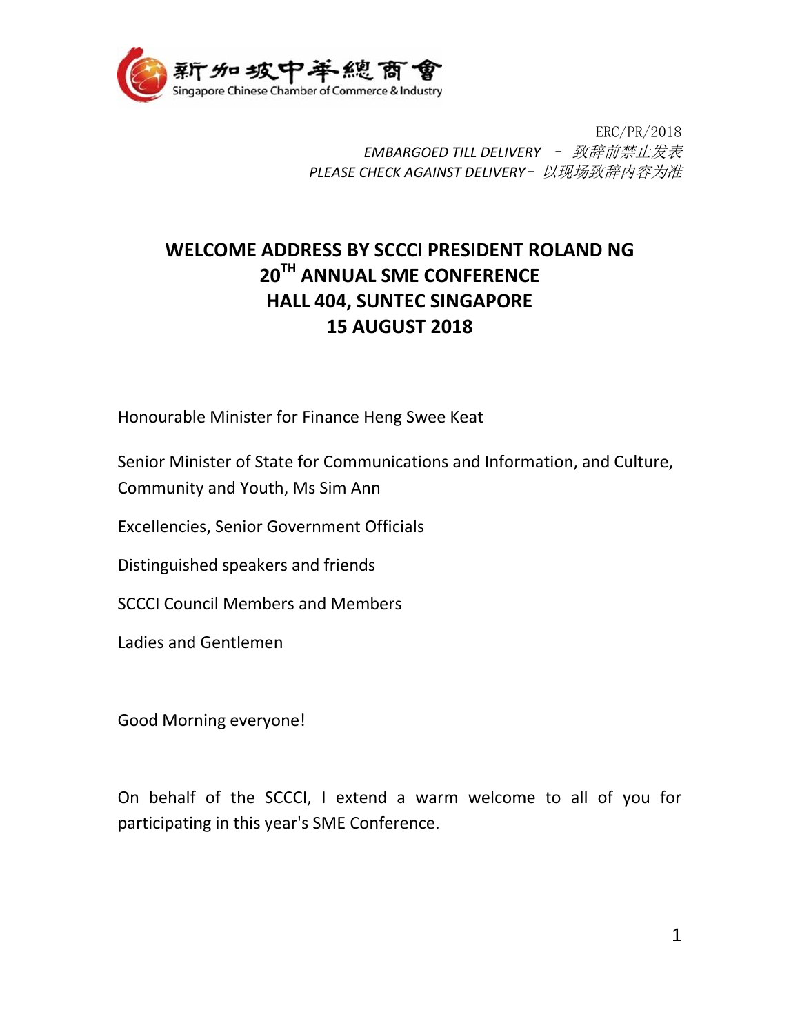新加坡中華總商會
Singapore Chinese Chamber of Commerce & Industry

ERC/PR/2018
*EMBARGOED TILL DELIVERY – 致辞前禁止发表*
*PLEASE CHECK AGAINST DELIVERY– 以现场致辞内容为准*

# WELCOME ADDRESS BY SCCCI PRESIDENT ROLAND NG
# 20TH ANNUAL SME CONFERENCE
# HALL 404, SUNTEC SINGAPORE
# 15 AUGUST 2018

Honourable Minister for Finance Heng Swee Keat

Senior Minister of State for Communications and Information, and Culture, Community and Youth, Ms Sim Ann

Excellencies, Senior Government Officials

Distinguished speakers and friends

SCCCI Council Members and Members

Ladies and Gentlemen

Good Morning everyone!

On behalf of the SCCCI, I extend a warm welcome to all of you for participating in this year's SME Conference.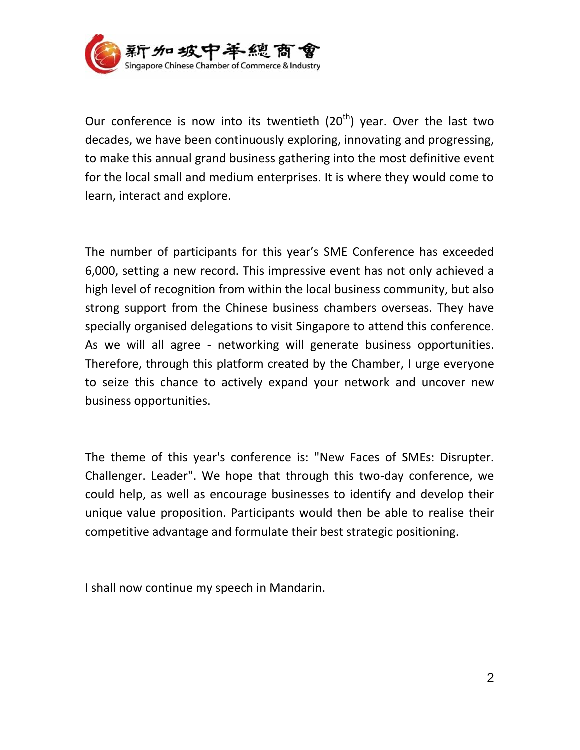Our conference is now into its twentieth (20th) year. Over the last two decades, we have been continuously exploring, innovating and progressing, to make this annual grand business gathering into the most definitive event for the local small and medium enterprises. It is where they would come to learn, interact and explore.

The number of participants for this year's SME Conference has exceeded 6,000, setting a new record. This impressive event has not only achieved a high level of recognition from within the local business community, but also strong support from the Chinese business chambers overseas. They have specially organised delegations to visit Singapore to attend this conference. As we will all agree - networking will generate business opportunities. Therefore, through this platform created by the Chamber, I urge everyone to seize this chance to actively expand your network and uncover new business opportunities.

The theme of this year's conference is: "New Faces of SMEs: Disrupter. Challenger. Leader". We hope that through this two-day conference, we could help, as well as encourage businesses to identify and develop their unique value proposition. Participants would then be able to realise their competitive advantage and formulate their best strategic positioning.

I shall now continue my speech in Mandarin.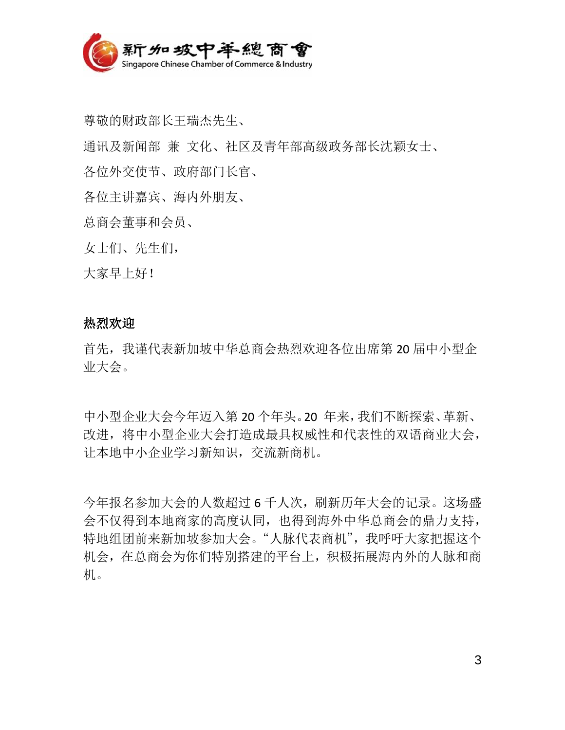尊敬的财政部长王瑞杰先生、

通讯及新闻部 兼 文化、社区及青年部高级政务部长沈颖女士、

各位外交使节、政府部门长官、

各位主讲嘉宾、海内外朋友、

总商会董事和会员、

女士们、先生们，

大家早上好！

**热烈欢迎**

首先，我谨代表新加坡中华总商会热烈欢迎各位出席第 20 届中小型企业大会。

中小型企业大会今年迈入第 20 个年头。20 年来，我们不断探索、革新、改进，将中小型企业大会打造成最具权威性和代表性的双语商业大会，让本地中小企业学习新知识，交流新商机。

今年报名参加大会的人数超过 6 千人次，刷新历年大会的记录。这场盛会不仅得到本地商家的高度认同，也得到海外中华总商会的鼎力支持，特地组团前来新加坡参加大会。"人脉代表商机"，我呼吁大家把握这个机会，在总商会为你们特别搭建的平台上，积极拓展海内外的人脉和商机。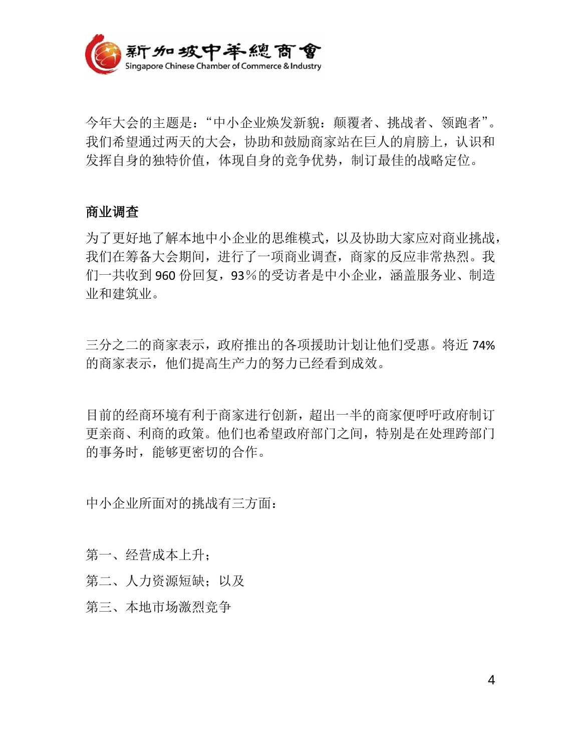今年大会的主题是："中小企业焕发新貌：颠覆者、挑战者、领跑者"。我们希望通过两天的大会，协助和鼓励商家站在巨人的肩膀上，认识和发挥自身的独特价值，体现自身的竞争优势，制订最佳的战略定位。

**商业调查**

为了更好地了解本地中小企业的思维模式，以及协助大家应对商业挑战，我们在筹备大会期间，进行了一项商业调查，商家的反应非常热烈。我们一共收到 960 份回复，93％的受访者是中小企业，涵盖服务业、制造业和建筑业。

三分之二的商家表示，政府推出的各项援助计划让他们受惠。将近 74% 的商家表示，他们提高生产力的努力已经看到成效。

目前的经商环境有利于商家进行创新，超出一半的商家便呼吁政府制订更亲商、利商的政策。他们也希望政府部门之间，特别是在处理跨部门的事务时，能够更密切的合作。

中小企业所面对的挑战有三方面：

第一、经营成本上升；

第二、人力资源短缺；以及

第三、本地市场激烈竞争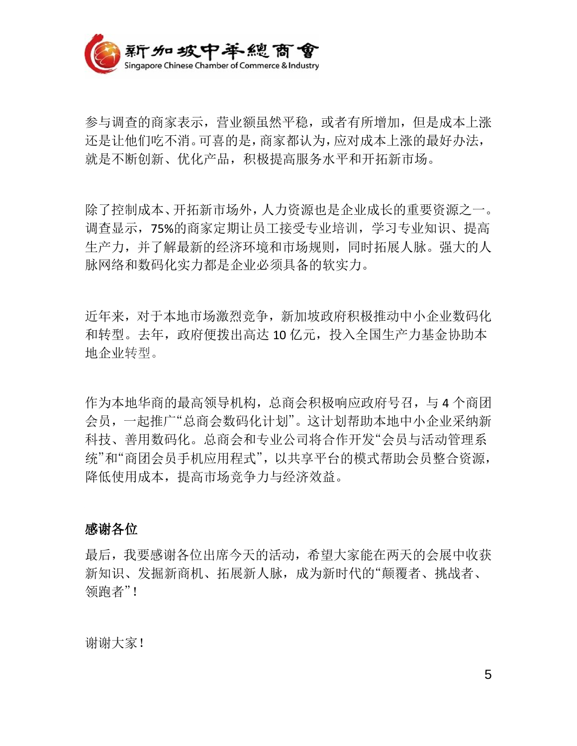参与调查的商家表示，营业额虽然平稳，或者有所增加，但是成本上涨还是让他们吃不消。可喜的是，商家都认为，应对成本上涨的最好办法，就是不断创新、优化产品，积极提高服务水平和开拓新市场。

除了控制成本、开拓新市场外，人力资源也是企业成长的重要资源之一。调查显示，75%的商家定期让员工接受专业培训，学习专业知识、提高生产力，并了解最新的经济环境和市场规则，同时拓展人脉。强大的人脉网络和数码化实力都是企业必须具备的软实力。

近年来，对于本地市场激烈竞争，新加坡政府积极推动中小企业数码化和转型。去年，政府便拨出高达 10 亿元，投入全国生产力基金协助本地企业转型。

作为本地华商的最高领导机构，总商会积极响应政府号召，与 4 个商团会员，一起推广"总商会数码化计划"。这计划帮助本地中小企业采纳新科技、善用数码化。总商会和专业公司将合作开发"会员与活动管理系统"和"商团会员手机应用程式"，以共享平台的模式帮助会员整合资源，降低使用成本，提高市场竞争力与经济效益。

**感谢各位**

最后，我要感谢各位出席今天的活动，希望大家能在两天的会展中收获新知识、发掘新商机、拓展新人脉，成为新时代的"颠覆者、挑战者、领跑者"！

谢谢大家！